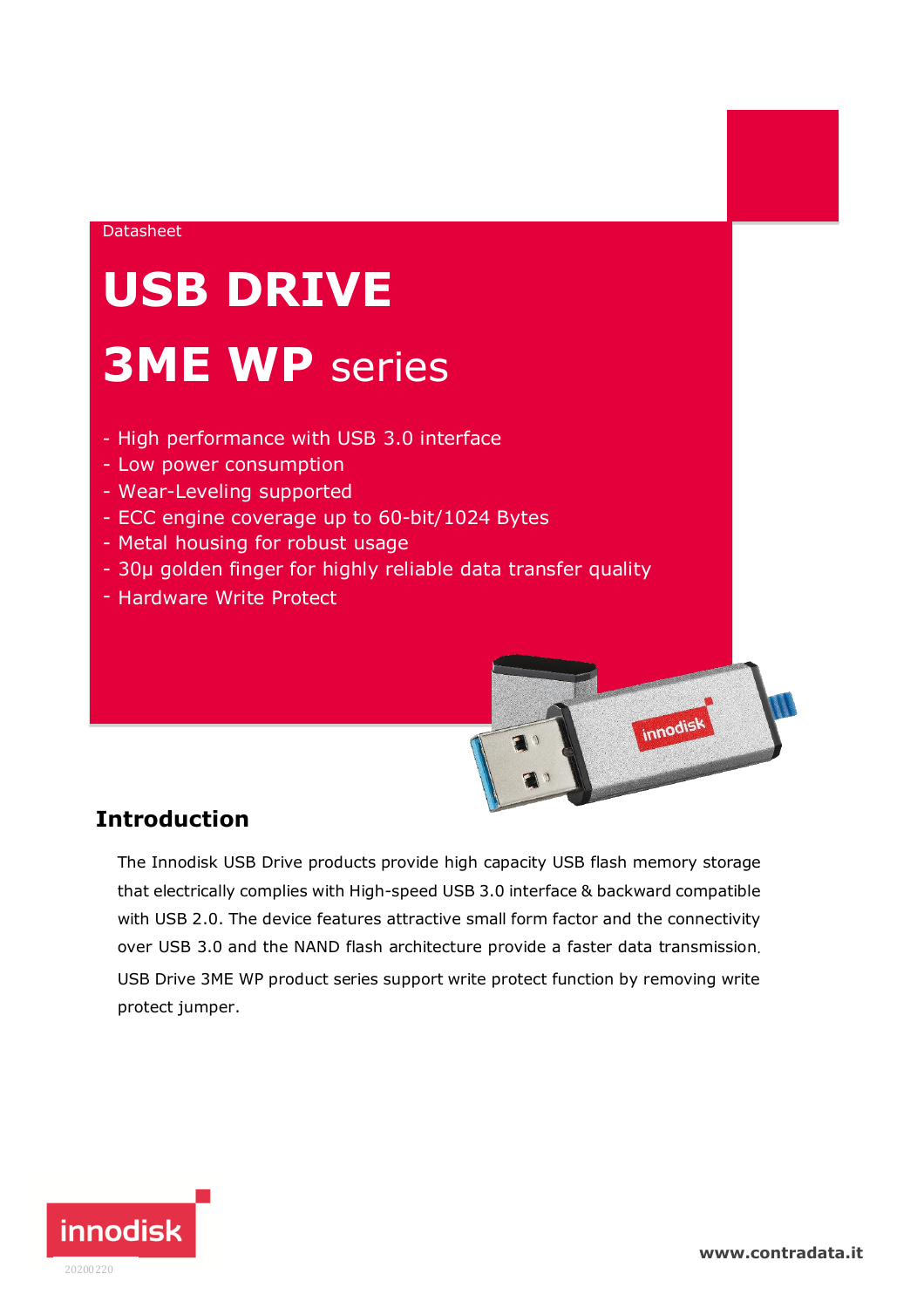Datasheet

# USB DRIVE

# 3ME WP series

- High performance with USB 3.0 interface
- Low power consumption
- Wear-Leveling supported
- ECC engine coverage up to 60-bit/1024 Bytes
- Metal housing for robust usage
- 30μ golden finger for highly reliable data transfer quality
- Hardware Write Protect

## Introduction

The Innodisk USB Drive products provide high capacity USB flash memory storage that electrically complies with High-speed USB 3.0 interface & backward compatible with USB 2.0. The device features attractive small form factor and the connectivity over USB 3.0 and the NAND flash architecture provide a faster data transmission. USB Drive 3ME WP product series support write protect function by removing write protect jumper.

20200220

www.contradata.it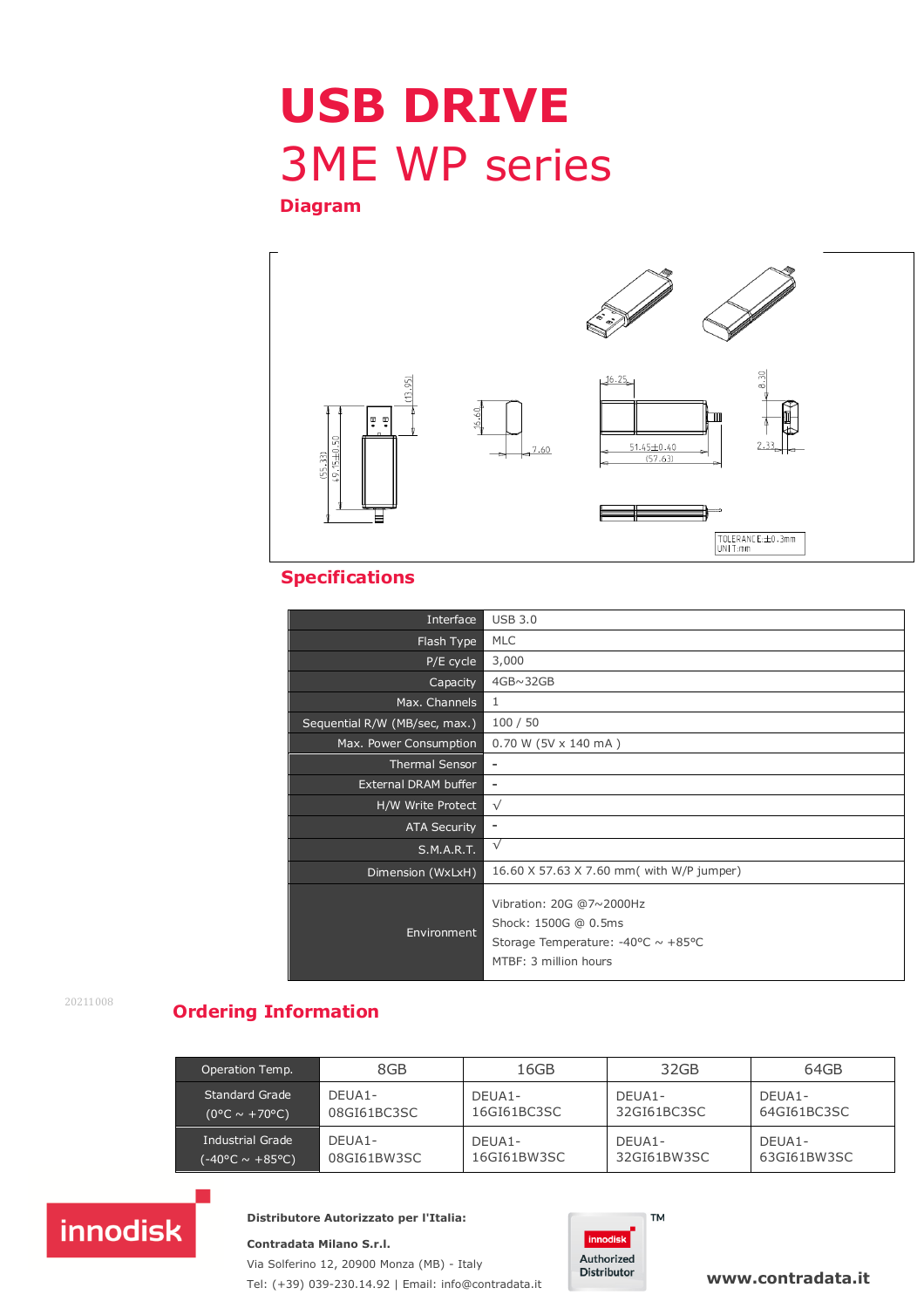# USB DRIVE

# 3ME WP series

## Diagram

(13.05)

16.60

7.60

16.25

8.30

(55.33)

49.15±0.50

51.45±0.40

(57.63)

2.33

TOLERANCE:±0.3mm
UNIT:mm

## Specifications

| | |
|---|---|
| Interface | USB 3.0 |
| Flash Type | MLC |
| P/E cycle | 3,000 |
| Capacity | 4GB~32GB |
| Max. Channels | 1 |
| Sequential R/W (MB/sec, max.) | 100 / 50 |
| Max. Power Consumption | 0.70 W (5V x 140 mA ) |
| Thermal Sensor | - |
| External DRAM buffer | - |
| H/W Write Protect | √ |
| ATA Security | - |
| S.M.A.R.T. | √ |
| Dimension (WxLxH) | 16.60 X 57.63 X 7.60 mm( with W/P jumper) |
| Environment | Vibration: 20G @7~2000Hz<br>Shock: 1500G @ 0.5ms<br>Storage Temperature: -40°C ~ +85°C<br>MTBF: 3 million hours |

20211008

## Ordering Information

| Operation Temp. | 8GB | 16GB | 32GB | 64GB |
|---|---|---|---|---|
| Standard Grade (0°C ~ +70°C) | DEUA1-08GI61BC3SC | DEUA1-16GI61BC3SC | DEUA1-32GI61BC3SC | DEUA1-64GI61BC3SC |
| Industrial Grade (-40°C ~ +85°C) | DEUA1-08GI61BW3SC | DEUA1-16GI61BW3SC | DEUA1-32GI61BW3SC | DEUA1-63GI61BW3SC |

innodisk

**Distributore Autorizzato per l'Italia:**

**Contradata Milano S.r.l.**

Via Solferino 12, 20900 Monza (MB) - Italy

Tel: (+39) 039-230.14.92 | Email: info@contradata.it

innodisk Authorized Distributor TM

**www.contradata.it**